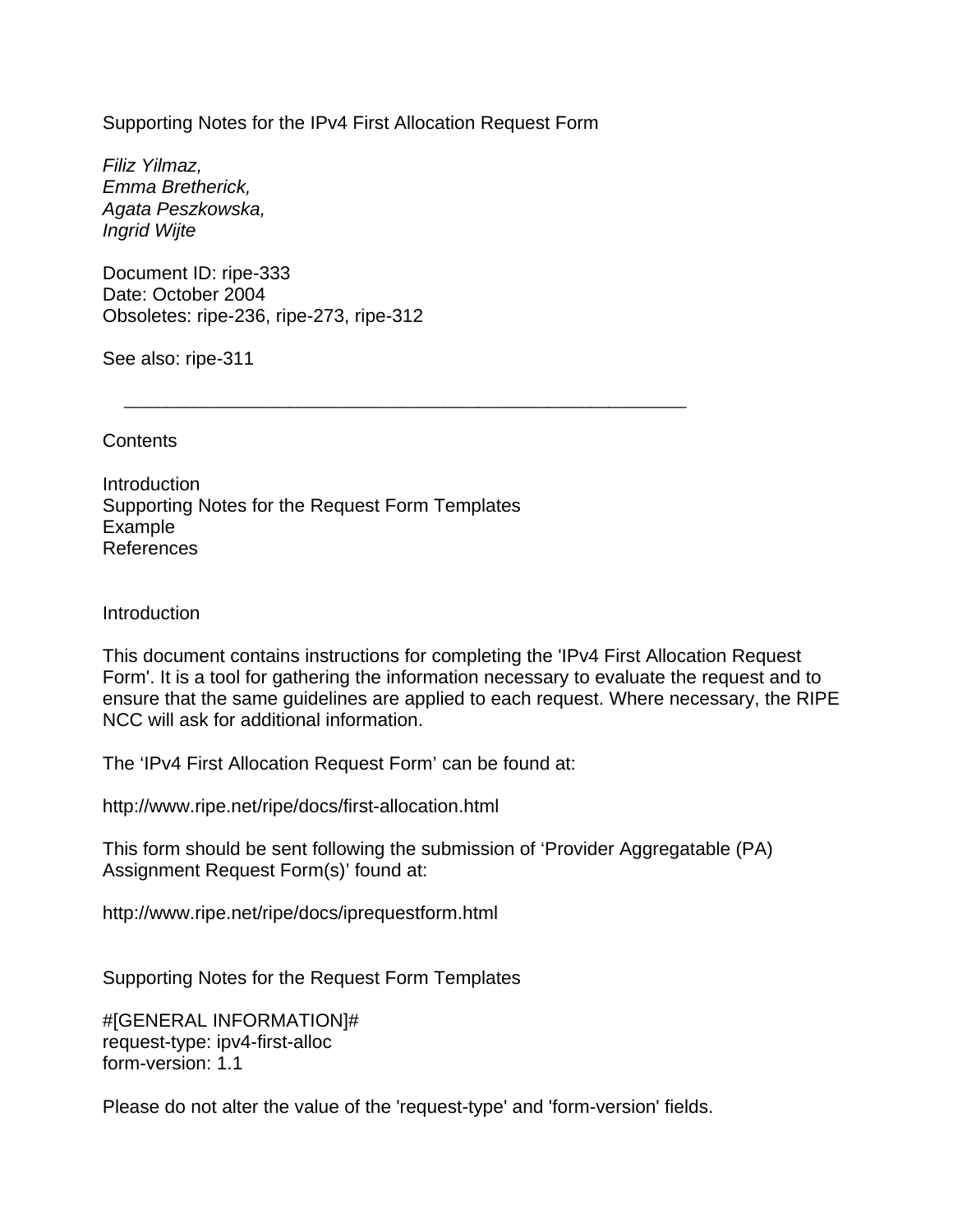# Supporting Notes for the IPv4 First Allocation Request Form

*Filiz Yilmaz,*
*Emma Bretherick,*
*Agata Peszkowska,*
*Ingrid Wijte*

Document ID: ripe-333
Date: October 2004
Obsoletes: ripe-236, ripe-273, ripe-312

See also: ripe-311

---

## Contents

Introduction
Supporting Notes for the Request Form Templates
Example
References

## Introduction

This document contains instructions for completing the 'IPv4 First Allocation Request Form'. It is a tool for gathering the information necessary to evaluate the request and to ensure that the same guidelines are applied to each request. Where necessary, the RIPE NCC will ask for additional information.

The 'IPv4 First Allocation Request Form' can be found at:

http://www.ripe.net/ripe/docs/first-allocation.html

This form should be sent following the submission of 'Provider Aggregatable (PA) Assignment Request Form(s)' found at:

http://www.ripe.net/ripe/docs/iprequestform.html

## Supporting Notes for the Request Form Templates

```
#[GENERAL INFORMATION]#
request-type: ipv4-first-alloc
form-version: 1.1
```

Please do not alter the value of the 'request-type' and 'form-version' fields.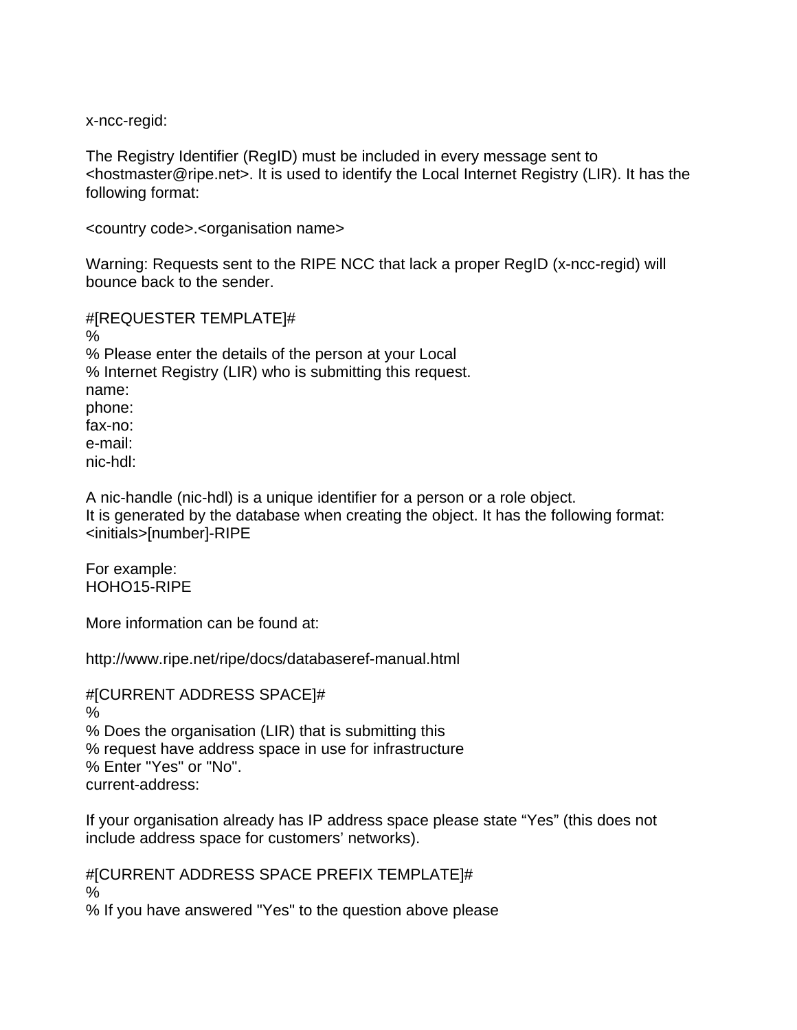x-ncc-regid:

The Registry Identifier (RegID) must be included in every message sent to <hostmaster@ripe.net>. It is used to identify the Local Internet Registry (LIR). It has the following format:

<country code>.<organisation name>

Warning: Requests sent to the RIPE NCC that lack a proper RegID (x-ncc-regid) will bounce back to the sender.

```
#[REQUESTER TEMPLATE]#
%
% Please enter the details of the person at your Local
% Internet Registry (LIR) who is submitting this request.
name:
phone:
fax-no:
e-mail:
nic-hdl:
```

A nic-handle (nic-hdl) is a unique identifier for a person or a role object.
It is generated by the database when creating the object. It has the following format:
<initials>[number]-RIPE

For example:
HOHO15-RIPE

More information can be found at:

http://www.ripe.net/ripe/docs/databaseref-manual.html

```
#[CURRENT ADDRESS SPACE]#
%
% Does the organisation (LIR) that is submitting this
% request have address space in use for infrastructure
% Enter "Yes" or "No".
current-address:
```

If your organisation already has IP address space please state “Yes” (this does not include address space for customers’ networks).

```
#[CURRENT ADDRESS SPACE PREFIX TEMPLATE]#
%
% If you have answered "Yes" to the question above please
```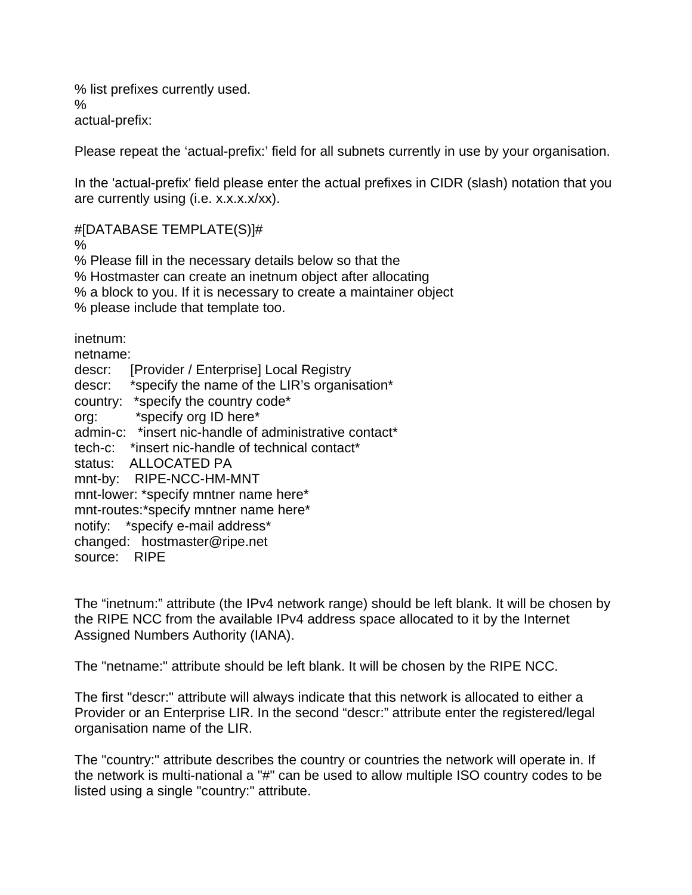```
% list prefixes currently used.
%
actual-prefix:
```

Please repeat the ‘actual-prefix:’ field for all subnets currently in use by your organisation.

In the 'actual-prefix' field please enter the actual prefixes in CIDR (slash) notation that you are currently using (i.e. x.x.x.x/xx).

```
#[DATABASE TEMPLATE(S)]#
%
% Please fill in the necessary details below so that the
% Hostmaster can create an inetnum object after allocating
% a block to you. If it is necessary to create a maintainer object
% please include that template too.

inetnum:
netname:
descr:     [Provider / Enterprise] Local Registry
descr:     *specify the name of the LIR’s organisation*
country:   *specify the country code*
org:       *specify org ID here*
admin-c:   *insert nic-handle of administrative contact*
tech-c:    *insert nic-handle of technical contact*
status:    ALLOCATED PA
mnt-by:    RIPE-NCC-HM-MNT
mnt-lower: *specify mntner name here*
mnt-routes:*specify mntner name here*
notify:    *specify e-mail address*
changed:   hostmaster@ripe.net
source:    RIPE
```

The “inetnum:” attribute (the IPv4 network range) should be left blank. It will be chosen by the RIPE NCC from the available IPv4 address space allocated to it by the Internet Assigned Numbers Authority (IANA).

The "netname:" attribute should be left blank. It will be chosen by the RIPE NCC.

The first "descr:" attribute will always indicate that this network is allocated to either a Provider or an Enterprise LIR. In the second “descr:” attribute enter the registered/legal organisation name of the LIR.

The "country:" attribute describes the country or countries the network will operate in. If the network is multi-national a "#" can be used to allow multiple ISO country codes to be listed using a single "country:" attribute.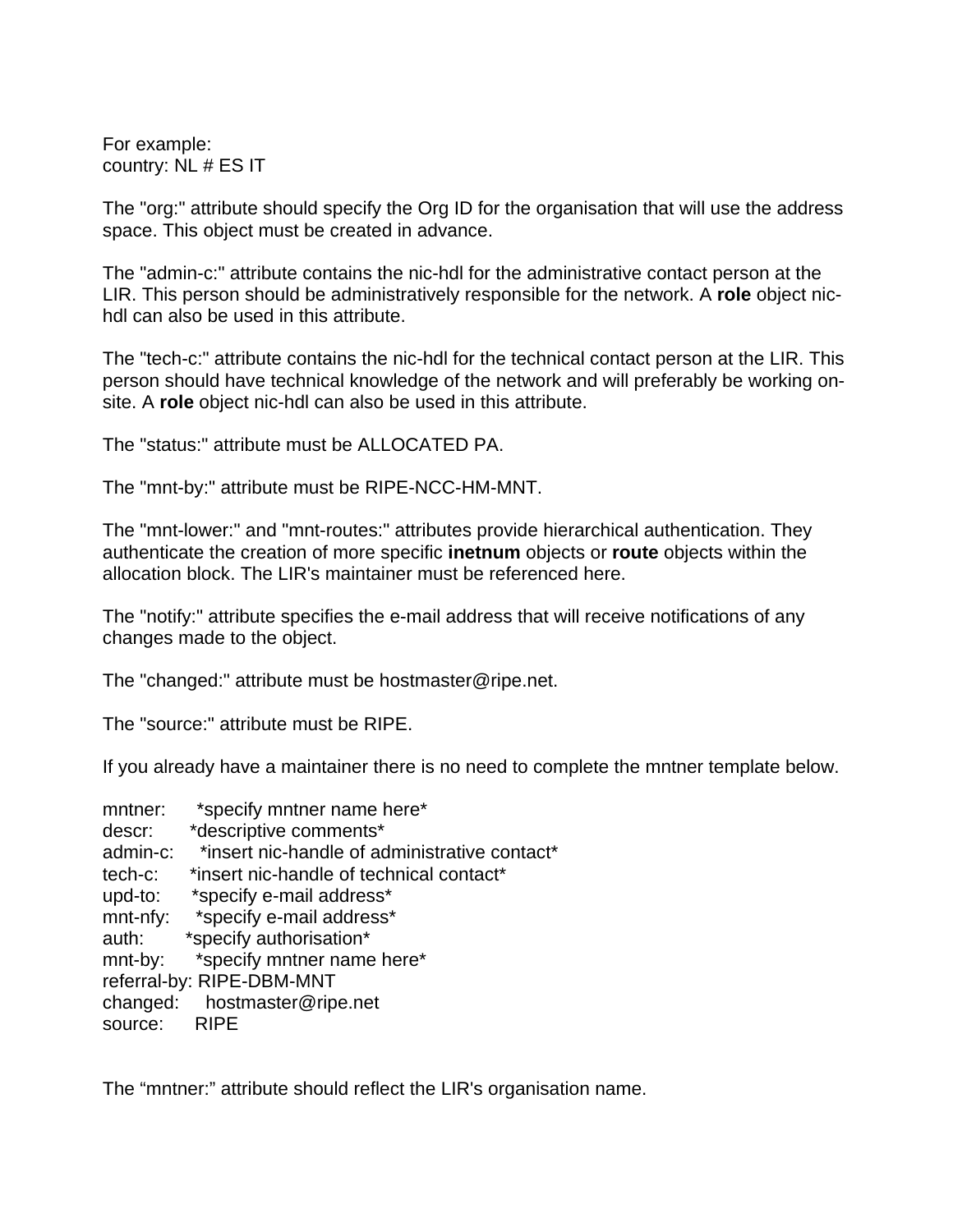For example:
country: NL # ES IT

The "org:" attribute should specify the Org ID for the organisation that will use the address space. This object must be created in advance.

The "admin-c:" attribute contains the nic-hdl for the administrative contact person at the LIR. This person should be administratively responsible for the network. A **role** object nic-hdl can also be used in this attribute.

The "tech-c:" attribute contains the nic-hdl for the technical contact person at the LIR. This person should have technical knowledge of the network and will preferably be working on-site. A **role** object nic-hdl can also be used in this attribute.

The "status:" attribute must be ALLOCATED PA.

The "mnt-by:" attribute must be RIPE-NCC-HM-MNT.

The "mnt-lower:" and "mnt-routes:" attributes provide hierarchical authentication. They authenticate the creation of more specific **inetnum** objects or **route** objects within the allocation block. The LIR's maintainer must be referenced here.

The "notify:" attribute specifies the e-mail address that will receive notifications of any changes made to the object.

The "changed:" attribute must be hostmaster@ripe.net.

The "source:" attribute must be RIPE.

If you already have a maintainer there is no need to complete the mntner template below.

```
mntner:      *specify mntner name here*
descr:       *descriptive comments*
admin-c:     *insert nic-handle of administrative contact*
tech-c:      *insert nic-handle of technical contact*
upd-to:      *specify e-mail address*
mnt-nfy:     *specify e-mail address*
auth:        *specify authorisation*
mnt-by:      *specify mntner name here*
referral-by: RIPE-DBM-MNT
changed:     hostmaster@ripe.net
source:      RIPE
```

The “mntner:” attribute should reflect the LIR's organisation name.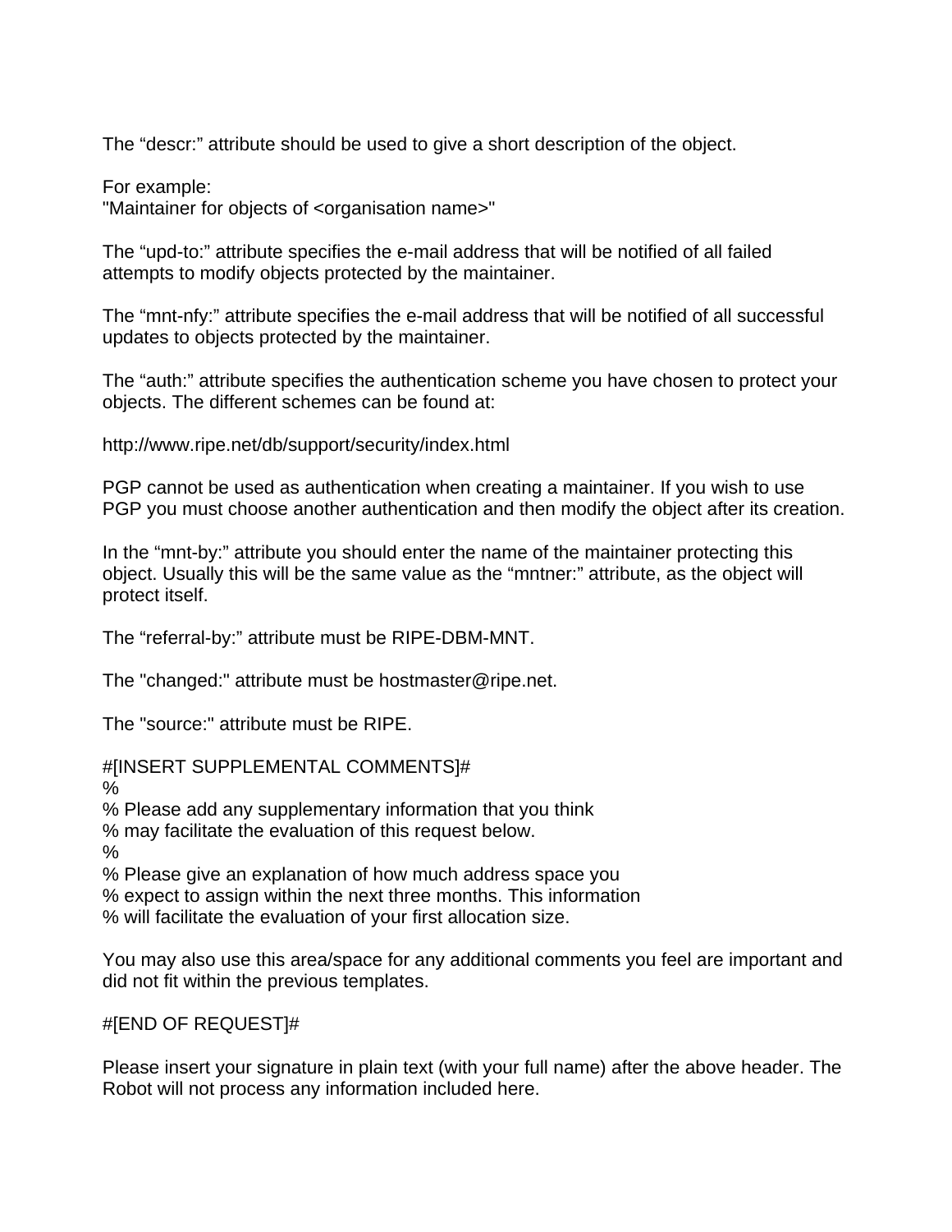The “descr:” attribute should be used to give a short description of the object.

For example:
"Maintainer for objects of <organisation name>"

The “upd-to:” attribute specifies the e-mail address that will be notified of all failed attempts to modify objects protected by the maintainer.

The “mnt-nfy:” attribute specifies the e-mail address that will be notified of all successful updates to objects protected by the maintainer.

The “auth:” attribute specifies the authentication scheme you have chosen to protect your objects. The different schemes can be found at:

http://www.ripe.net/db/support/security/index.html

PGP cannot be used as authentication when creating a maintainer. If you wish to use PGP you must choose another authentication and then modify the object after its creation.

In the “mnt-by:” attribute you should enter the name of the maintainer protecting this object. Usually this will be the same value as the “mntner:” attribute, as the object will protect itself.

The “referral-by:” attribute must be RIPE-DBM-MNT.

The "changed:" attribute must be hostmaster@ripe.net.

The "source:" attribute must be RIPE.

#[INSERT SUPPLEMENTAL COMMENTS]#
%
% Please add any supplementary information that you think
% may facilitate the evaluation of this request below.
%
% Please give an explanation of how much address space you
% expect to assign within the next three months. This information
% will facilitate the evaluation of your first allocation size.

You may also use this area/space for any additional comments you feel are important and did not fit within the previous templates.

#[END OF REQUEST]#

Please insert your signature in plain text (with your full name) after the above header. The Robot will not process any information included here.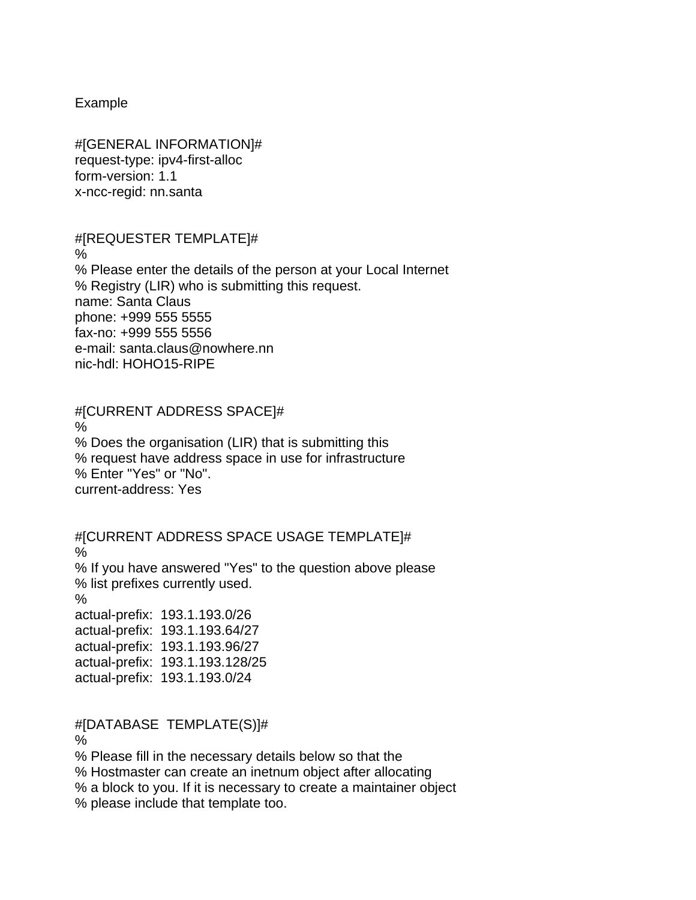Example

```
#[GENERAL INFORMATION]#
request-type: ipv4-first-alloc
form-version: 1.1
x-ncc-regid: nn.santa


#[REQUESTER TEMPLATE]#
%
% Please enter the details of the person at your Local Internet
% Registry (LIR) who is submitting this request.
name: Santa Claus
phone: +999 555 5555
fax-no: +999 555 5556
e-mail: santa.claus@nowhere.nn
nic-hdl: HOHO15-RIPE


#[CURRENT ADDRESS SPACE]#
%
% Does the organisation (LIR) that is submitting this
% request have address space in use for infrastructure
% Enter "Yes" or "No".
current-address: Yes


#[CURRENT ADDRESS SPACE USAGE TEMPLATE]#
%
% If you have answered "Yes" to the question above please
% list prefixes currently used.
%
actual-prefix:  193.1.193.0/26
actual-prefix:  193.1.193.64/27
actual-prefix:  193.1.193.96/27
actual-prefix:  193.1.193.128/25
actual-prefix:  193.1.193.0/24


#[DATABASE  TEMPLATE(S)]#
%
% Please fill in the necessary details below so that the
% Hostmaster can create an inetnum object after allocating
% a block to you. If it is necessary to create a maintainer object
% please include that template too.
```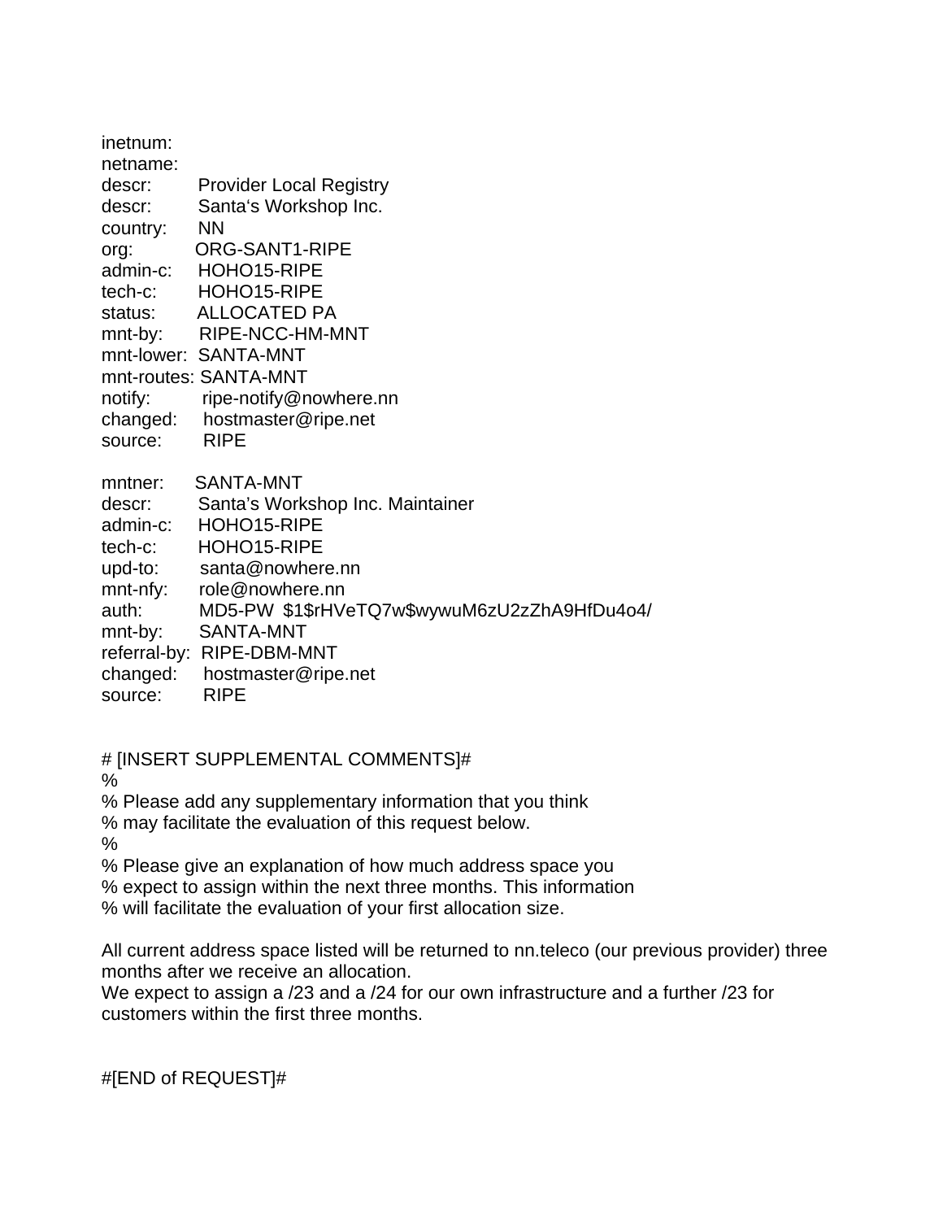```
inetnum:
netname:
descr:        Provider Local Registry
descr:        Santa's Workshop Inc.
country:      NN
org:          ORG-SANT1-RIPE
admin-c:      HOHO15-RIPE
tech-c:       HOHO15-RIPE
status:       ALLOCATED PA
mnt-by:       RIPE-NCC-HM-MNT
mnt-lower:    SANTA-MNT
mnt-routes:   SANTA-MNT
notify:       ripe-notify@nowhere.nn
changed:      hostmaster@ripe.net
source:       RIPE

mntner:       SANTA-MNT
descr:        Santa's Workshop Inc. Maintainer
admin-c:      HOHO15-RIPE
tech-c:       HOHO15-RIPE
upd-to:       santa@nowhere.nn
mnt-nfy:      role@nowhere.nn
auth:         MD5-PW  $1$rHVeTQ7w$wywuM6zU2zZhA9HfDu4o4/
mnt-by:       SANTA-MNT
referral-by:  RIPE-DBM-MNT
changed:      hostmaster@ripe.net
source:       RIPE


# [INSERT SUPPLEMENTAL COMMENTS]#
%
% Please add any supplementary information that you think
% may facilitate the evaluation of this request below.
%
% Please give an explanation of how much address space you
% expect to assign within the next three months. This information
% will facilitate the evaluation of your first allocation size.
```

All current address space listed will be returned to nn.teleco (our previous provider) three months after we receive an allocation.
We expect to assign a /23 and a /24 for our own infrastructure and a further /23 for customers within the first three months.

```
#[END of REQUEST]#
```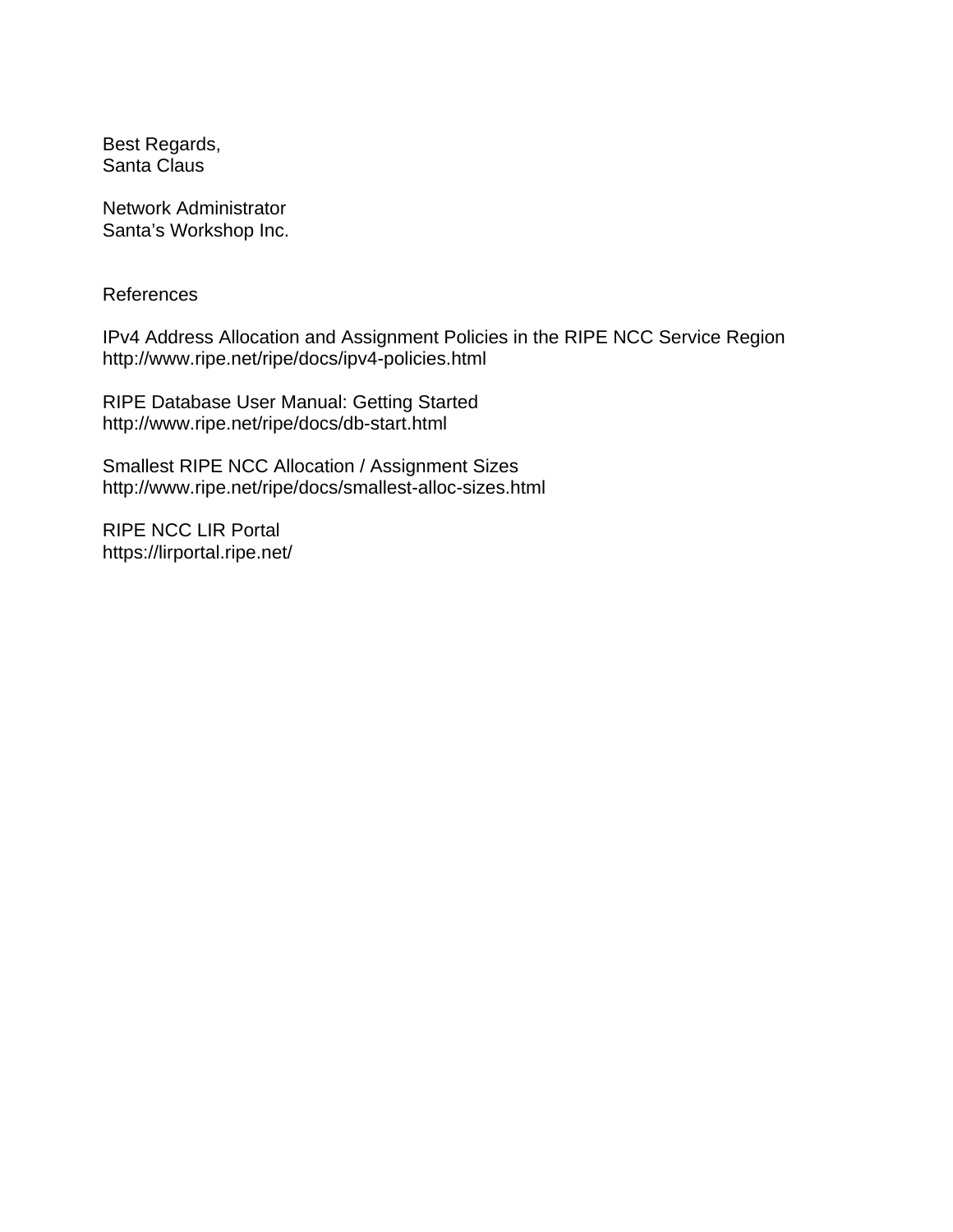Best Regards,
Santa Claus

Network Administrator
Santa's Workshop Inc.

References

IPv4 Address Allocation and Assignment Policies in the RIPE NCC Service Region
http://www.ripe.net/ripe/docs/ipv4-policies.html

RIPE Database User Manual: Getting Started
http://www.ripe.net/ripe/docs/db-start.html

Smallest RIPE NCC Allocation / Assignment Sizes
http://www.ripe.net/ripe/docs/smallest-alloc-sizes.html

RIPE NCC LIR Portal
https://lirportal.ripe.net/